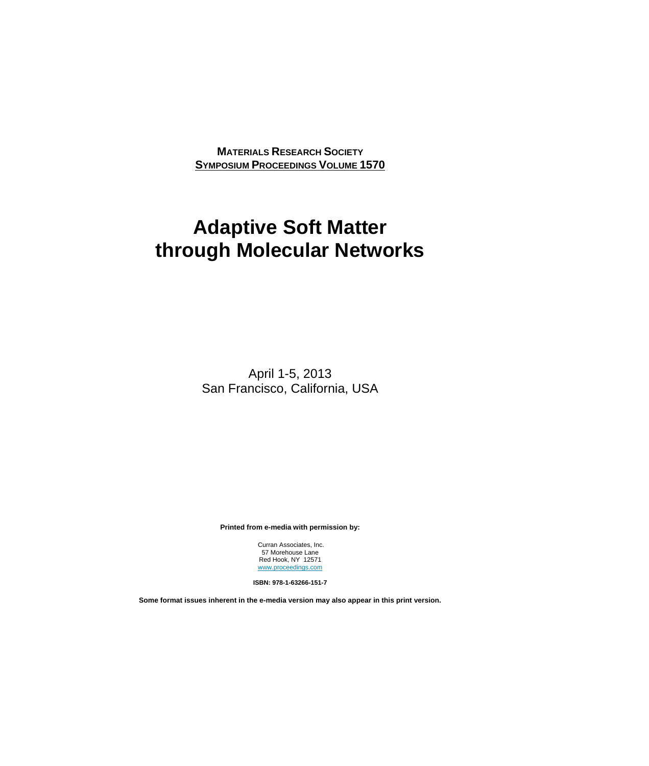**MATERIALS RESEARCH SOCIETY**
**SYMPOSIUM PROCEEDINGS VOLUME 1570**

# Adaptive Soft Matter through Molecular Networks

April 1-5, 2013
San Francisco, California, USA

**Printed from e-media with permission by:**

Curran Associates, Inc.
57 Morehouse Lane
Red Hook, NY 12571
www.proceedings.com

**ISBN: 978-1-63266-151-7**

**Some format issues inherent in the e-media version may also appear in this print version.**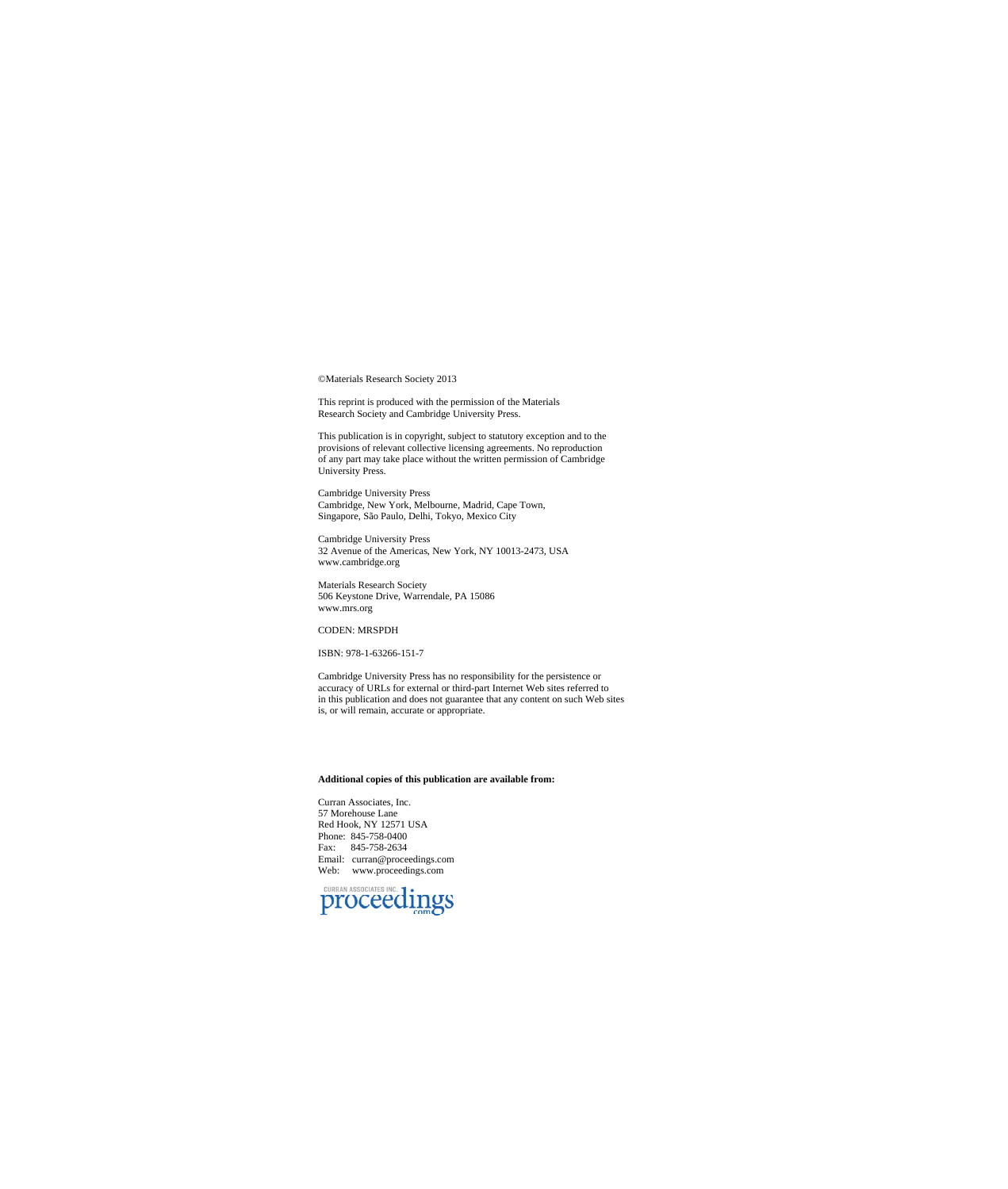©Materials Research Society 2013

This reprint is produced with the permission of the Materials Research Society and Cambridge University Press.

This publication is in copyright, subject to statutory exception and to the provisions of relevant collective licensing agreements. No reproduction of any part may take place without the written permission of Cambridge University Press.

Cambridge University Press
Cambridge, New York, Melbourne, Madrid, Cape Town,
Singapore, São Paulo, Delhi, Tokyo, Mexico City

Cambridge University Press
32 Avenue of the Americas, New York, NY 10013-2473, USA
www.cambridge.org

Materials Research Society
506 Keystone Drive, Warrendale, PA 15086
www.mrs.org

CODEN: MRSPDH

ISBN: 978-1-63266-151-7

Cambridge University Press has no responsibility for the persistence or accuracy of URLs for external or third-part Internet Web sites referred to in this publication and does not guarantee that any content on such Web sites is, or will remain, accurate or appropriate.

**Additional copies of this publication are available from:**

Curran Associates, Inc.
57 Morehouse Lane
Red Hook, NY 12571 USA
Phone: 845-758-0400
Fax: 845-758-2634
Email: curran@proceedings.com
Web: www.proceedings.com

CURRAN ASSOCIATES INC. proceedings.com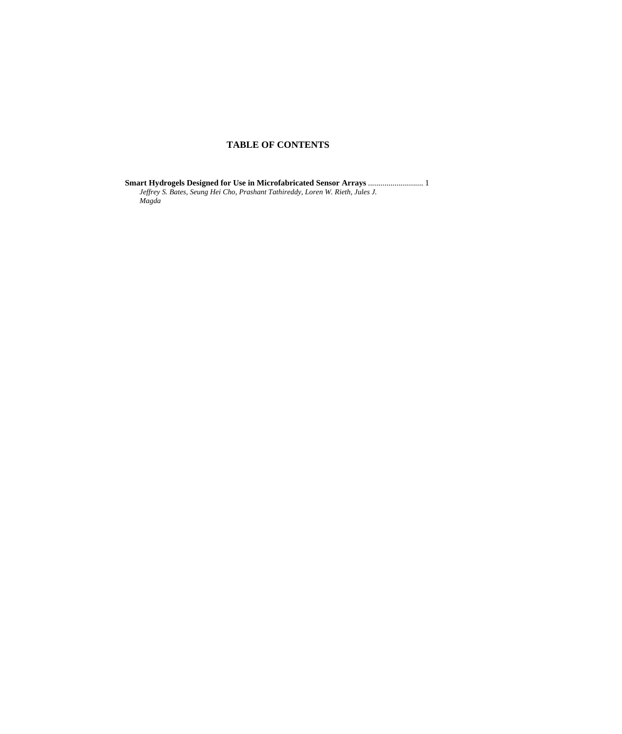# TABLE OF CONTENTS

**Smart Hydrogels Designed for Use in Microfabricated Sensor Arrays** .......................... 1
*Jeffrey S. Bates, Seung Hei Cho, Prashant Tathireddy, Loren W. Rieth, Jules J. Magda*